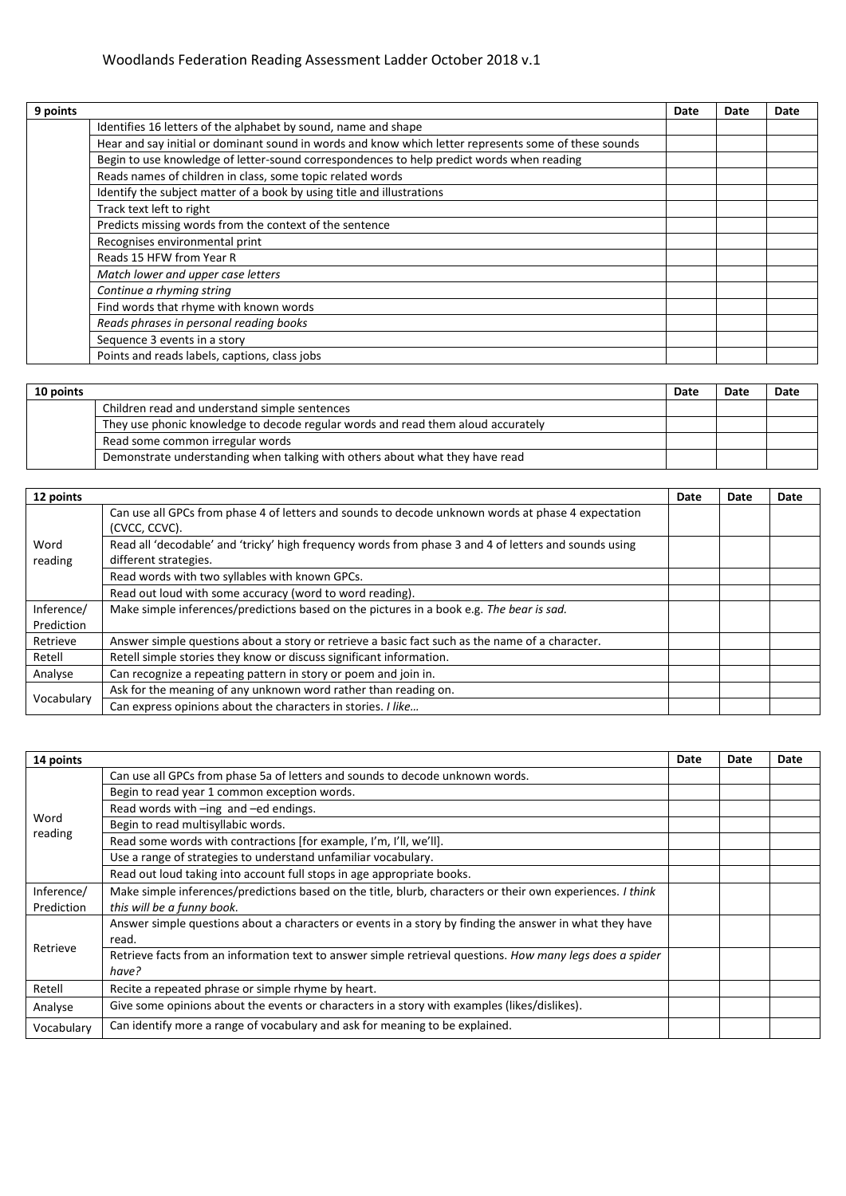# Woodlands Federation Reading Assessment Ladder October 2018 v.1

| 9 points | | Date | Date | Date |
|---|---|---|---|---|
| | Identifies 16 letters of the alphabet by sound, name and shape | | | |
| | Hear and say initial or dominant sound in words and know which letter represents some of these sounds | | | |
| | Begin to use knowledge of letter-sound correspondences to help predict words when reading | | | |
| | Reads names of children in class, some topic related words | | | |
| | Identify the subject matter of a book by using title and illustrations | | | |
| | Track text left to right | | | |
| | Predicts missing words from the context of the sentence | | | |
| | Recognises environmental print | | | |
| | Reads 15 HFW from Year R | | | |
| | *Match lower and upper case letters* | | | |
| | *Continue a rhyming string* | | | |
| | Find words that rhyme with known words | | | |
| | *Reads phrases in personal reading books* | | | |
| | Sequence 3 events in a story | | | |
| | Points and reads labels, captions, class jobs | | | |

| 10 points | | Date | Date | Date |
|---|---|---|---|---|
| | Children read and understand simple sentences | | | |
| | They use phonic knowledge to decode regular words and read them aloud accurately | | | |
| | Read some common irregular words | | | |
| | Demonstrate understanding when talking with others about what they have read | | | |

| 12 points | | Date | Date | Date |
|---|---|---|---|---|
| Word reading | Can use all GPCs from phase 4 of letters and sounds to decode unknown words at phase 4 expectation (CVCC, CCVC). | | | |
| | Read all 'decodable' and 'tricky' high frequency words from phase 3 and 4 of letters and sounds using different strategies. | | | |
| | Read words with two syllables with known GPCs. | | | |
| | Read out loud with some accuracy (word to word reading). | | | |
| Inference/ Prediction | Make simple inferences/predictions based on the pictures in a book e.g. *The bear is sad.* | | | |
| Retrieve | Answer simple questions about a story or retrieve a basic fact such as the name of a character. | | | |
| Retell | Retell simple stories they know or discuss significant information. | | | |
| Analyse | Can recognize a repeating pattern in story or poem and join in. | | | |
| Vocabulary | Ask for the meaning of any unknown word rather than reading on. | | | |
| | Can express opinions about the characters in stories. *I like…* | | | |

| 14 points | | Date | Date | Date |
|---|---|---|---|---|
| Word reading | Can use all GPCs from phase 5a of letters and sounds to decode unknown words. | | | |
| | Begin to read year 1 common exception words. | | | |
| | Read words with –ing and –ed endings. | | | |
| | Begin to read multisyllabic words. | | | |
| | Read some words with contractions [for example, I'm, I'll, we'll]. | | | |
| | Use a range of strategies to understand unfamiliar vocabulary. | | | |
| | Read out loud taking into account full stops in age appropriate books. | | | |
| Inference/ Prediction | Make simple inferences/predictions based on the title, blurb, characters or their own experiences. *I think this will be a funny book.* | | | |
| Retrieve | Answer simple questions about a characters or events in a story by finding the answer in what they have read. | | | |
| | Retrieve facts from an information text to answer simple retrieval questions. *How many legs does a spider have?* | | | |
| Retell | Recite a repeated phrase or simple rhyme by heart. | | | |
| Analyse | Give some opinions about the events or characters in a story with examples (likes/dislikes). | | | |
| Vocabulary | Can identify more a range of vocabulary and ask for meaning to be explained. | | | |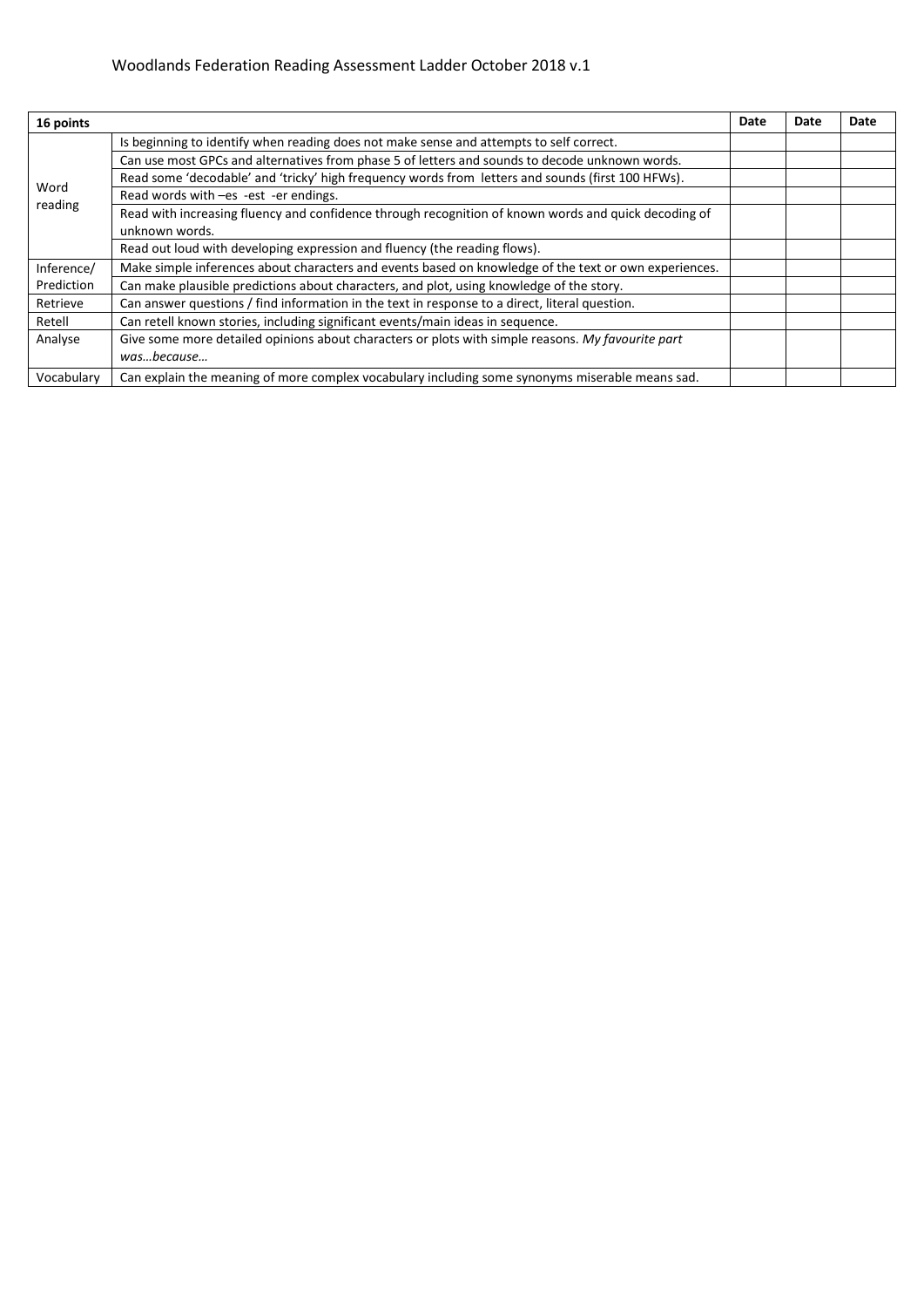Woodlands Federation Reading Assessment Ladder October 2018 v.1

| 16 points | | Date | Date | Date |
|---|---|---|---|---|
| Word reading | Is beginning to identify when reading does not make sense and attempts to self correct. | | | |
| | Can use most GPCs and alternatives from phase 5 of letters and sounds to decode unknown words. | | | |
| | Read some 'decodable' and 'tricky' high frequency words from letters and sounds (first 100 HFWs). | | | |
| | Read words with –es -est -er endings. | | | |
| | Read with increasing fluency and confidence through recognition of known words and quick decoding of unknown words. | | | |
| | Read out loud with developing expression and fluency (the reading flows). | | | |
| Inference/ Prediction | Make simple inferences about characters and events based on knowledge of the text or own experiences. | | | |
| | Can make plausible predictions about characters, and plot, using knowledge of the story. | | | |
| Retrieve | Can answer questions / find information in the text in response to a direct, literal question. | | | |
| Retell | Can retell known stories, including significant events/main ideas in sequence. | | | |
| Analyse | Give some more detailed opinions about characters or plots with simple reasons. *My favourite part was…because…* | | | |
| Vocabulary | Can explain the meaning of more complex vocabulary including some synonyms miserable means sad. | | | |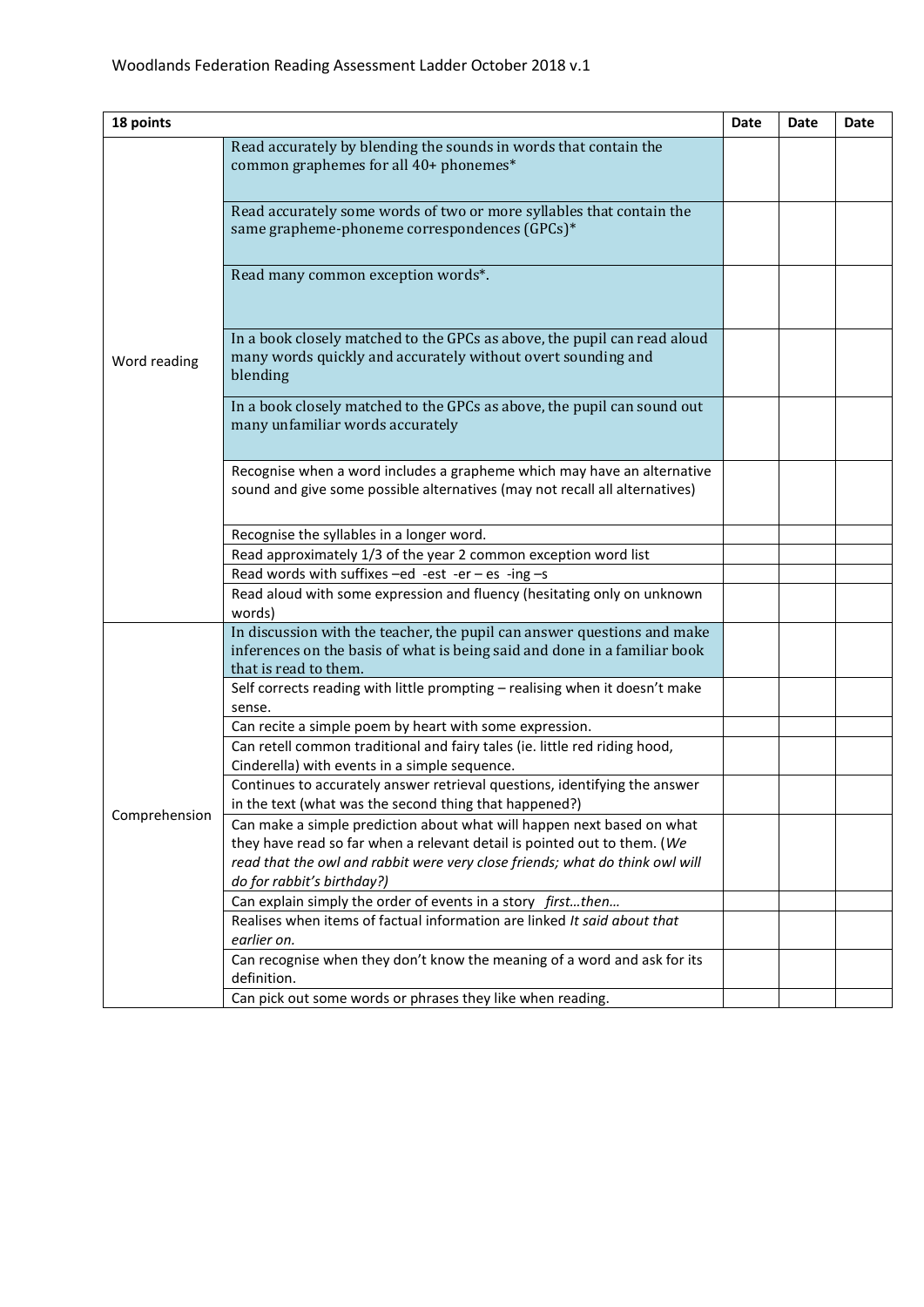| 18 points | | Date | Date | Date |
|---|---|---|---|---|
| Word reading | Read accurately by blending the sounds in words that contain the common graphemes for all 40+ phonemes* | | | |
| | Read accurately some words of two or more syllables that contain the same grapheme-phoneme correspondences (GPCs)* | | | |
| | Read many common exception words*. | | | |
| | In a book closely matched to the GPCs as above, the pupil can read aloud many words quickly and accurately without overt sounding and blending | | | |
| | In a book closely matched to the GPCs as above, the pupil can sound out many unfamiliar words accurately | | | |
| | Recognise when a word includes a grapheme which may have an alternative sound and give some possible alternatives (may not recall all alternatives) | | | |
| | Recognise the syllables in a longer word. | | | |
| | Read approximately 1/3 of the year 2 common exception word list | | | |
| | Read words with suffixes –ed -est -er – es -ing –s | | | |
| | Read aloud with some expression and fluency (hesitating only on unknown words) | | | |
| Comprehension | In discussion with the teacher, the pupil can answer questions and make inferences on the basis of what is being said and done in a familiar book that is read to them. | | | |
| | Self corrects reading with little prompting – realising when it doesn't make sense. | | | |
| | Can recite a simple poem by heart with some expression. | | | |
| | Can retell common traditional and fairy tales (ie. little red riding hood, Cinderella) with events in a simple sequence. | | | |
| | Continues to accurately answer retrieval questions, identifying the answer in the text (what was the second thing that happened?) | | | |
| | Can make a simple prediction about what will happen next based on what they have read so far when a relevant detail is pointed out to them. (*We read that the owl and rabbit were very close friends; what do think owl will do for rabbit's birthday?)* | | | |
| | Can explain simply the order of events in a story *first…then…* | | | |
| | Realises when items of factual information are linked *It said about that earlier on.* | | | |
| | Can recognise when they don't know the meaning of a word and ask for its definition. | | | |
| | Can pick out some words or phrases they like when reading. | | | |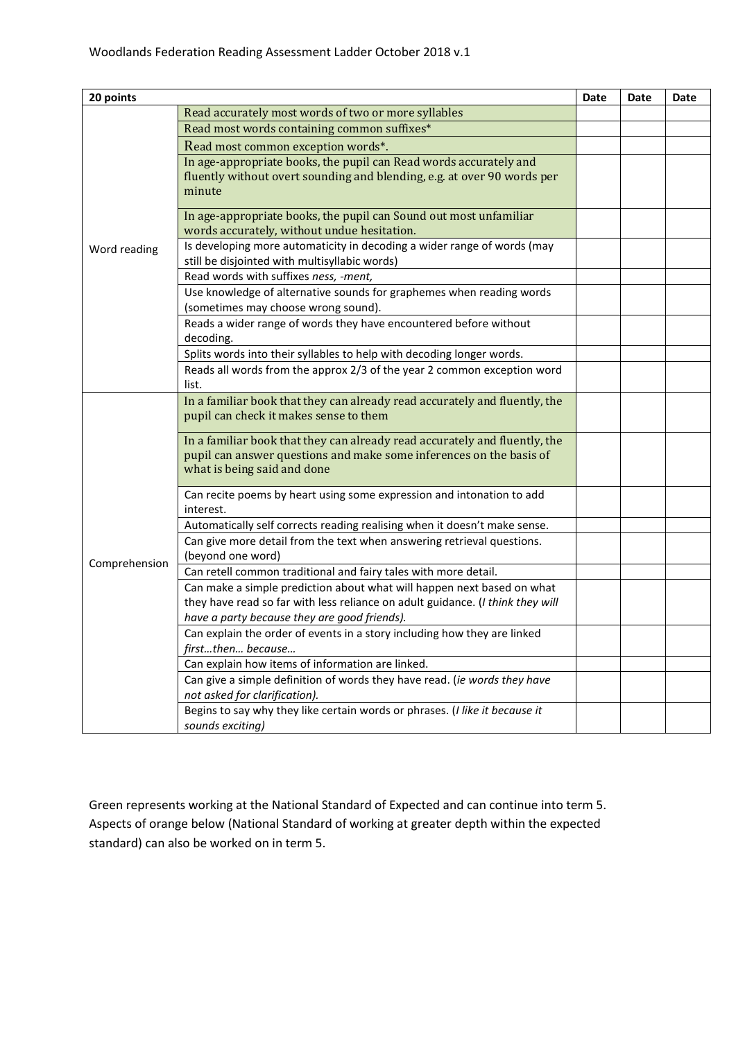| 20 points | | Date | Date | Date |
|---|---|---|---|---|
| Word reading | Read accurately most words of two or more syllables | | | |
| | Read most words containing common suffixes* | | | |
| | Read most common exception words*. | | | |
| | In age-appropriate books, the pupil can Read words accurately and fluently without overt sounding and blending, e.g. at over 90 words per minute | | | |
| | In age-appropriate books, the pupil can Sound out most unfamiliar words accurately, without undue hesitation. | | | |
| | Is developing more automaticity in decoding a wider range of words (may still be disjointed with multisyllabic words) | | | |
| | Read words with suffixes *ness, -ment,* | | | |
| | Use knowledge of alternative sounds for graphemes when reading words (sometimes may choose wrong sound). | | | |
| | Reads a wider range of words they have encountered before without decoding. | | | |
| | Splits words into their syllables to help with decoding longer words. | | | |
| | Reads all words from the approx 2/3 of the year 2 common exception word list. | | | |
| Comprehension | In a familiar book that they can already read accurately and fluently, the pupil can check it makes sense to them | | | |
| | In a familiar book that they can already read accurately and fluently, the pupil can answer questions and make some inferences on the basis of what is being said and done | | | |
| | Can recite poems by heart using some expression and intonation to add interest. | | | |
| | Automatically self corrects reading realising when it doesn't make sense. | | | |
| | Can give more detail from the text when answering retrieval questions. (beyond one word) | | | |
| | Can retell common traditional and fairy tales with more detail. | | | |
| | Can make a simple prediction about what will happen next based on what they have read so far with less reliance on adult guidance. (*I think they will have a party because they are good friends).* | | | |
| | Can explain the order of events in a story including how they are linked *first…then… because…* | | | |
| | Can explain how items of information are linked. | | | |
| | Can give a simple definition of words they have read. (*ie words they have not asked for clarification).* | | | |
| | Begins to say why they like certain words or phrases. (*I like it because it sounds exciting)* | | | |

Green represents working at the National Standard of Expected and can continue into term 5. Aspects of orange below (National Standard of working at greater depth within the expected standard) can also be worked on in term 5.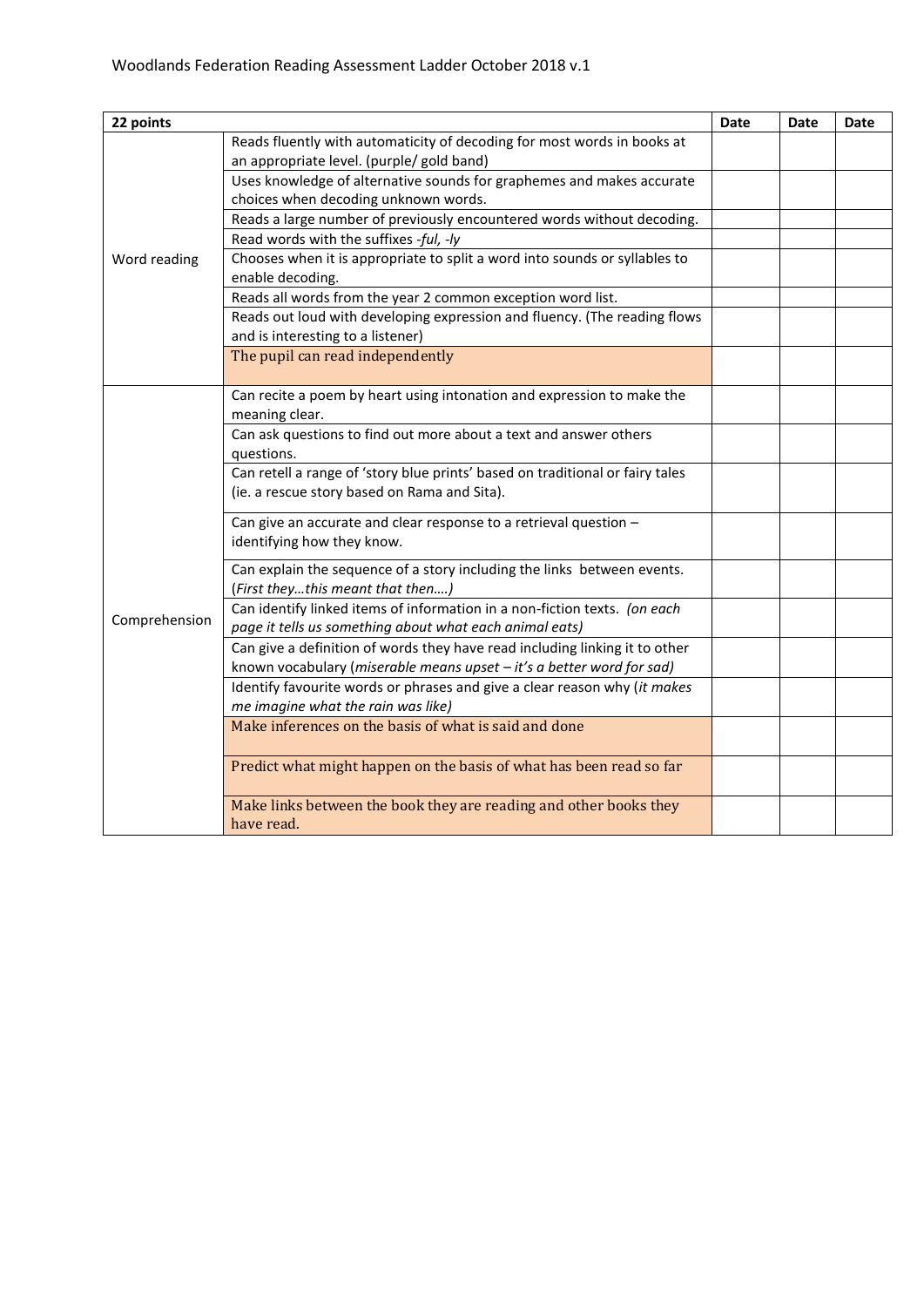Woodlands Federation Reading Assessment Ladder October 2018 v.1

| 22 points | | Date | Date | Date |
|---|---|---|---|---|
| Word reading | Reads fluently with automaticity of decoding for most words in books at an appropriate level. (purple/ gold band) | | | |
| | Uses knowledge of alternative sounds for graphemes and makes accurate choices when decoding unknown words. | | | |
| | Reads a large number of previously encountered words without decoding. | | | |
| | Read words with the suffixes *-ful, -ly* | | | |
| | Chooses when it is appropriate to split a word into sounds or syllables to enable decoding. | | | |
| | Reads all words from the year 2 common exception word list. | | | |
| | Reads out loud with developing expression and fluency. (The reading flows and is interesting to a listener) | | | |
| | The pupil can read independently | | | |
| Comprehension | Can recite a poem by heart using intonation and expression to make the meaning clear. | | | |
| | Can ask questions to find out more about a text and answer others questions. | | | |
| | Can retell a range of 'story blue prints' based on traditional or fairy tales (ie. a rescue story based on Rama and Sita). | | | |
| | Can give an accurate and clear response to a retrieval question – identifying how they know. | | | |
| | Can explain the sequence of a story including the links between events. (*First they…this meant that then….)* | | | |
| | Can identify linked items of information in a non-fiction texts. *(on each page it tells us something about what each animal eats)* | | | |
| | Can give a definition of words they have read including linking it to other known vocabulary (*miserable means upset – it's a better word for sad)* | | | |
| | Identify favourite words or phrases and give a clear reason why (*it makes me imagine what the rain was like)* | | | |
| | Make inferences on the basis of what is said and done | | | |
| | Predict what might happen on the basis of what has been read so far | | | |
| | Make links between the book they are reading and other books they have read. | | | |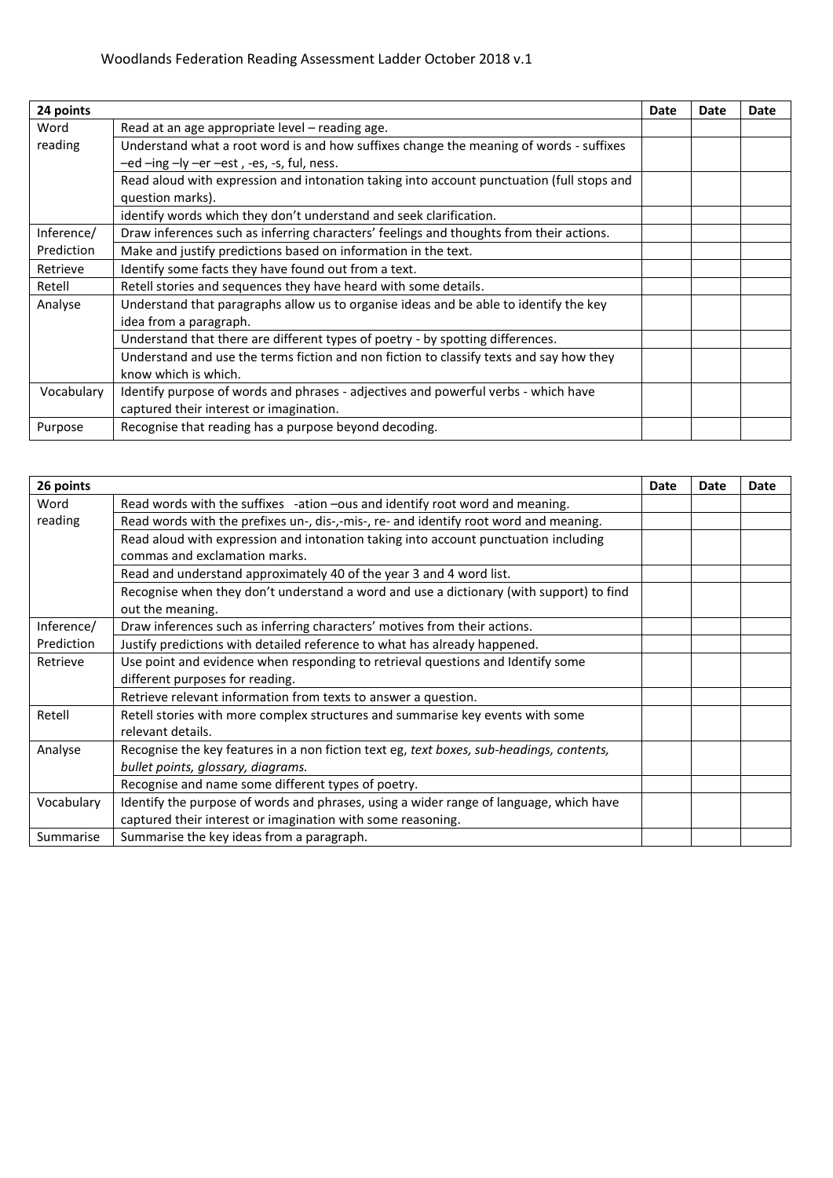Woodlands Federation Reading Assessment Ladder October 2018 v.1

| 24 points | | Date | Date | Date |
|---|---|---|---|---|
| Word reading | Read at an age appropriate level – reading age. | | | |
| | Understand what a root word is and how suffixes change the meaning of words - suffixes –ed –ing –ly –er –est , -es, -s, ful, ness. | | | |
| | Read aloud with expression and intonation taking into account punctuation (full stops and question marks). | | | |
| | identify words which they don't understand and seek clarification. | | | |
| Inference/ Prediction | Draw inferences such as inferring characters' feelings and thoughts from their actions. | | | |
| | Make and justify predictions based on information in the text. | | | |
| Retrieve | Identify some facts they have found out from a text. | | | |
| Retell | Retell stories and sequences they have heard with some details. | | | |
| Analyse | Understand that paragraphs allow us to organise ideas and be able to identify the key idea from a paragraph. | | | |
| | Understand that there are different types of poetry - by spotting differences. | | | |
| | Understand and use the terms fiction and non fiction to classify texts and say how they know which is which. | | | |
| Vocabulary | Identify purpose of words and phrases - adjectives and powerful verbs - which have captured their interest or imagination. | | | |
| Purpose | Recognise that reading has a purpose beyond decoding. | | | |

| 26 points | | Date | Date | Date |
|---|---|---|---|---|
| Word reading | Read words with the suffixes -ation –ous and identify root word and meaning. | | | |
| | Read words with the prefixes un-, dis-,-mis-, re- and identify root word and meaning. | | | |
| | Read aloud with expression and intonation taking into account punctuation including commas and exclamation marks. | | | |
| | Read and understand approximately 40 of the year 3 and 4 word list. | | | |
| | Recognise when they don't understand a word and use a dictionary (with support) to find out the meaning. | | | |
| Inference/ Prediction | Draw inferences such as inferring characters' motives from their actions. | | | |
| | Justify predictions with detailed reference to what has already happened. | | | |
| Retrieve | Use point and evidence when responding to retrieval questions and Identify some different purposes for reading. | | | |
| | Retrieve relevant information from texts to answer a question. | | | |
| Retell | Retell stories with more complex structures and summarise key events with some relevant details. | | | |
| Analyse | Recognise the key features in a non fiction text eg, *text boxes, sub-headings, contents, bullet points, glossary, diagrams.* | | | |
| | Recognise and name some different types of poetry. | | | |
| Vocabulary | Identify the purpose of words and phrases, using a wider range of language, which have captured their interest or imagination with some reasoning. | | | |
| Summarise | Summarise the key ideas from a paragraph. | | | |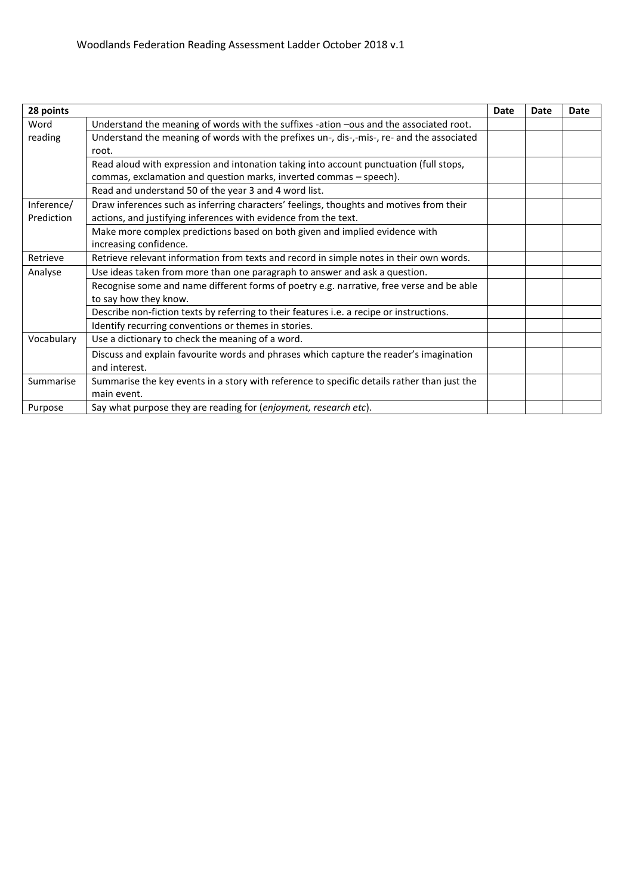Woodlands Federation Reading Assessment Ladder October 2018 v.1

| **28 points** | | **Date** | **Date** | **Date** |
|---|---|---|---|---|
| Word reading | Understand the meaning of words with the suffixes -ation –ous and the associated root. | | | |
| | Understand the meaning of words with the prefixes un-, dis-,-mis-, re- and the associated root. | | | |
| | Read aloud with expression and intonation taking into account punctuation (full stops, commas, exclamation and question marks, inverted commas – speech). | | | |
| | Read and understand 50 of the year 3 and 4 word list. | | | |
| Inference/ Prediction | Draw inferences such as inferring characters' feelings, thoughts and motives from their actions, and justifying inferences with evidence from the text. | | | |
| | Make more complex predictions based on both given and implied evidence with increasing confidence. | | | |
| Retrieve | Retrieve relevant information from texts and record in simple notes in their own words. | | | |
| Analyse | Use ideas taken from more than one paragraph to answer and ask a question. | | | |
| | Recognise some and name different forms of poetry e.g. narrative, free verse and be able to say how they know. | | | |
| | Describe non-fiction texts by referring to their features i.e. a recipe or instructions. | | | |
| | Identify recurring conventions or themes in stories. | | | |
| Vocabulary | Use a dictionary to check the meaning of a word. | | | |
| | Discuss and explain favourite words and phrases which capture the reader's imagination and interest. | | | |
| Summarise | Summarise the key events in a story with reference to specific details rather than just the main event. | | | |
| Purpose | Say what purpose they are reading for (*enjoyment, research etc*). | | | |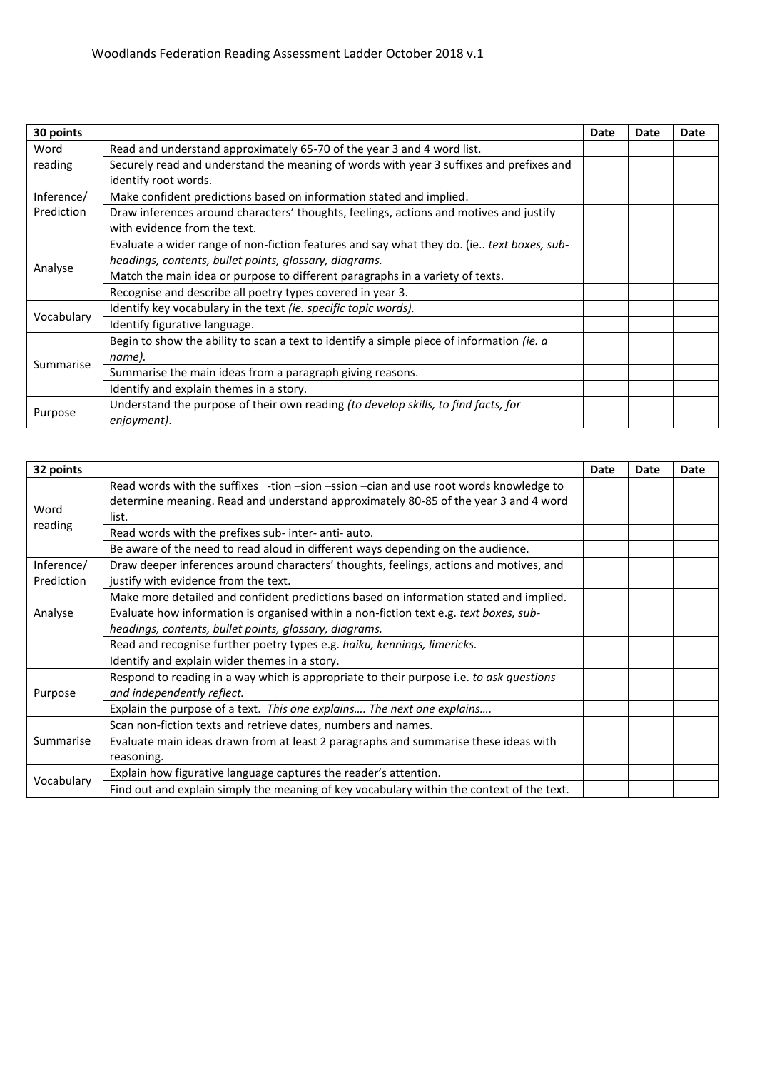Woodlands Federation Reading Assessment Ladder October 2018 v.1

| 30 points | | Date | Date | Date |
|---|---|---|---|---|
| Word reading | Read and understand approximately 65-70 of the year 3 and 4 word list. | | | |
| | Securely read and understand the meaning of words with year 3 suffixes and prefixes and identify root words. | | | |
| Inference/ Prediction | Make confident predictions based on information stated and implied. | | | |
| | Draw inferences around characters' thoughts, feelings, actions and motives and justify with evidence from the text. | | | |
| Analyse | Evaluate a wider range of non-fiction features and say what they do. (ie.. *text boxes, sub-headings, contents, bullet points, glossary, diagrams.* | | | |
| | Match the main idea or purpose to different paragraphs in a variety of texts. | | | |
| | Recognise and describe all poetry types covered in year 3. | | | |
| Vocabulary | Identify key vocabulary in the text *(ie. specific topic words).* | | | |
| | Identify figurative language. | | | |
| Summarise | Begin to show the ability to scan a text to identify a simple piece of information *(ie. a name).* | | | |
| | Summarise the main ideas from a paragraph giving reasons. | | | |
| | Identify and explain themes in a story. | | | |
| Purpose | Understand the purpose of their own reading *(to develop skills, to find facts, for enjoyment)*. | | | |

| 32 points | | Date | Date | Date |
|---|---|---|---|---|
| Word reading | Read words with the suffixes -tion –sion –ssion –cian and use root words knowledge to determine meaning. Read and understand approximately 80-85 of the year 3 and 4 word list. | | | |
| | Read words with the prefixes sub- inter- anti- auto. | | | |
| | Be aware of the need to read aloud in different ways depending on the audience. | | | |
| Inference/ Prediction | Draw deeper inferences around characters' thoughts, feelings, actions and motives, and justify with evidence from the text. | | | |
| | Make more detailed and confident predictions based on information stated and implied. | | | |
| Analyse | Evaluate how information is organised within a non-fiction text e.g. *text boxes, sub-headings, contents, bullet points, glossary, diagrams.* | | | |
| | Read and recognise further poetry types e.g. *haiku, kennings, limericks.* | | | |
| | Identify and explain wider themes in a story. | | | |
| Purpose | Respond to reading in a way which is appropriate to their purpose i.e. *to ask questions and independently reflect.* | | | |
| | Explain the purpose of a text. *This one explains…. The next one explains….* | | | |
| Summarise | Scan non-fiction texts and retrieve dates, numbers and names. | | | |
| | Evaluate main ideas drawn from at least 2 paragraphs and summarise these ideas with reasoning. | | | |
| Vocabulary | Explain how figurative language captures the reader's attention. | | | |
| | Find out and explain simply the meaning of key vocabulary within the context of the text. | | | |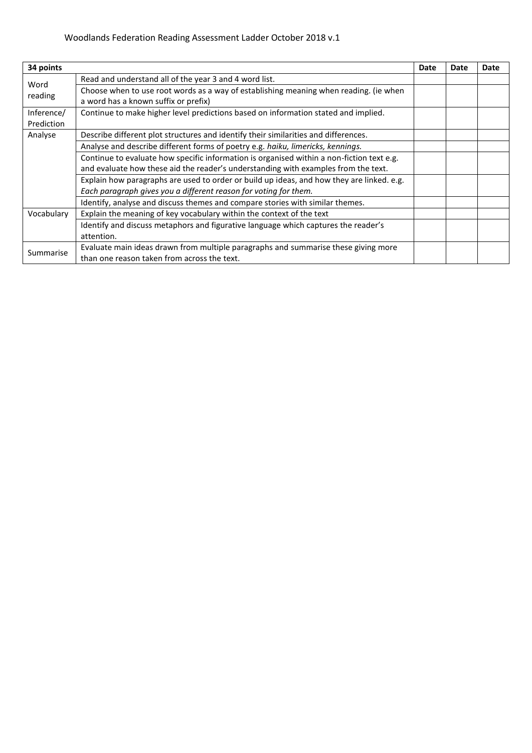Woodlands Federation Reading Assessment Ladder October 2018 v.1

| **34 points** | | **Date** | **Date** | **Date** |
|---|---|---|---|---|
| Word reading | Read and understand all of the year 3 and 4 word list. | | | |
| | Choose when to use root words as a way of establishing meaning when reading. (ie when a word has a known suffix or prefix) | | | |
| Inference/ Prediction | Continue to make higher level predictions based on information stated and implied. | | | |
| Analyse | Describe different plot structures and identify their similarities and differences. | | | |
| | Analyse and describe different forms of poetry e.g. *haiku, limericks, kennings.* | | | |
| | Continue to evaluate how specific information is organised within a non-fiction text e.g. and evaluate how these aid the reader's understanding with examples from the text. | | | |
| | Explain how paragraphs are used to order or build up ideas, and how they are linked. e.g. *Each paragraph gives you a different reason for voting for them.* | | | |
| | Identify, analyse and discuss themes and compare stories with similar themes. | | | |
| Vocabulary | Explain the meaning of key vocabulary within the context of the text | | | |
| | Identify and discuss metaphors and figurative language which captures the reader's attention. | | | |
| Summarise | Evaluate main ideas drawn from multiple paragraphs and summarise these giving more than one reason taken from across the text. | | | |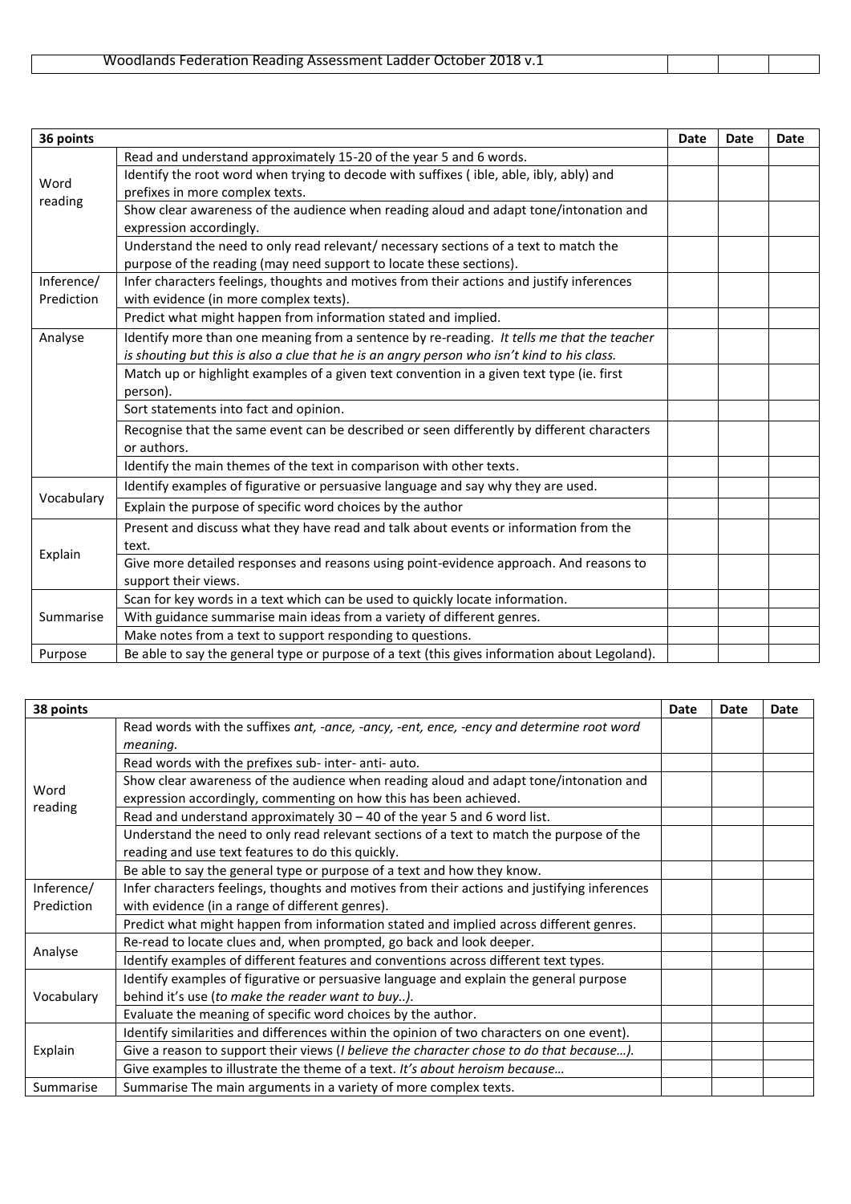| Woodlands Federation Reading Assessment Ladder October 2018 v.1 | | | |
|---|---|---|---|

| 36 points | | Date | Date | Date |
|---|---|---|---|---|
| Word reading | Read and understand approximately 15-20 of the year 5 and 6 words. | | | |
| | Identify the root word when trying to decode with suffixes ( ible, able, ibly, ably) and prefixes in more complex texts. | | | |
| | Show clear awareness of the audience when reading aloud and adapt tone/intonation and expression accordingly. | | | |
| | Understand the need to only read relevant/ necessary sections of a text to match the purpose of the reading (may need support to locate these sections). | | | |
| Inference/ Prediction | Infer characters feelings, thoughts and motives from their actions and justify inferences with evidence (in more complex texts). | | | |
| | Predict what might happen from information stated and implied. | | | |
| Analyse | Identify more than one meaning from a sentence by re-reading. *It tells me that the teacher is shouting but this is also a clue that he is an angry person who isn't kind to his class.* | | | |
| | Match up or highlight examples of a given text convention in a given text type (ie. first person). | | | |
| | Sort statements into fact and opinion. | | | |
| | Recognise that the same event can be described or seen differently by different characters or authors. | | | |
| | Identify the main themes of the text in comparison with other texts. | | | |
| Vocabulary | Identify examples of figurative or persuasive language and say why they are used. | | | |
| | Explain the purpose of specific word choices by the author | | | |
| Explain | Present and discuss what they have read and talk about events or information from the text. | | | |
| | Give more detailed responses and reasons using point-evidence approach. And reasons to support their views. | | | |
| Summarise | Scan for key words in a text which can be used to quickly locate information. | | | |
| | With guidance summarise main ideas from a variety of different genres. | | | |
| | Make notes from a text to support responding to questions. | | | |
| Purpose | Be able to say the general type or purpose of a text (this gives information about Legoland). | | | |

| 38 points | | Date | Date | Date |
|---|---|---|---|---|
| Word reading | Read words with the suffixes *ant, -ance, -ancy, -ent, ence, -ency and determine root word meaning.* | | | |
| | Read words with the prefixes sub- inter- anti- auto. | | | |
| | Show clear awareness of the audience when reading aloud and adapt tone/intonation and expression accordingly, commenting on how this has been achieved. | | | |
| | Read and understand approximately 30 – 40 of the year 5 and 6 word list. | | | |
| | Understand the need to only read relevant sections of a text to match the purpose of the reading and use text features to do this quickly. | | | |
| | Be able to say the general type or purpose of a text and how they know. | | | |
| Inference/ Prediction | Infer characters feelings, thoughts and motives from their actions and justifying inferences with evidence (in a range of different genres). | | | |
| | Predict what might happen from information stated and implied across different genres. | | | |
| Analyse | Re-read to locate clues and, when prompted, go back and look deeper. | | | |
| | Identify examples of different features and conventions across different text types. | | | |
| Vocabulary | Identify examples of figurative or persuasive language and explain the general purpose behind it's use (*to make the reader want to buy..).* | | | |
| | Evaluate the meaning of specific word choices by the author. | | | |
| Explain | Identify similarities and differences within the opinion of two characters on one event). | | | |
| | Give a reason to support their views (*I believe the character chose to do that because…).* | | | |
| | Give examples to illustrate the theme of a text. *It's about heroism because…* | | | |
| Summarise | Summarise The main arguments in a variety of more complex texts. | | | |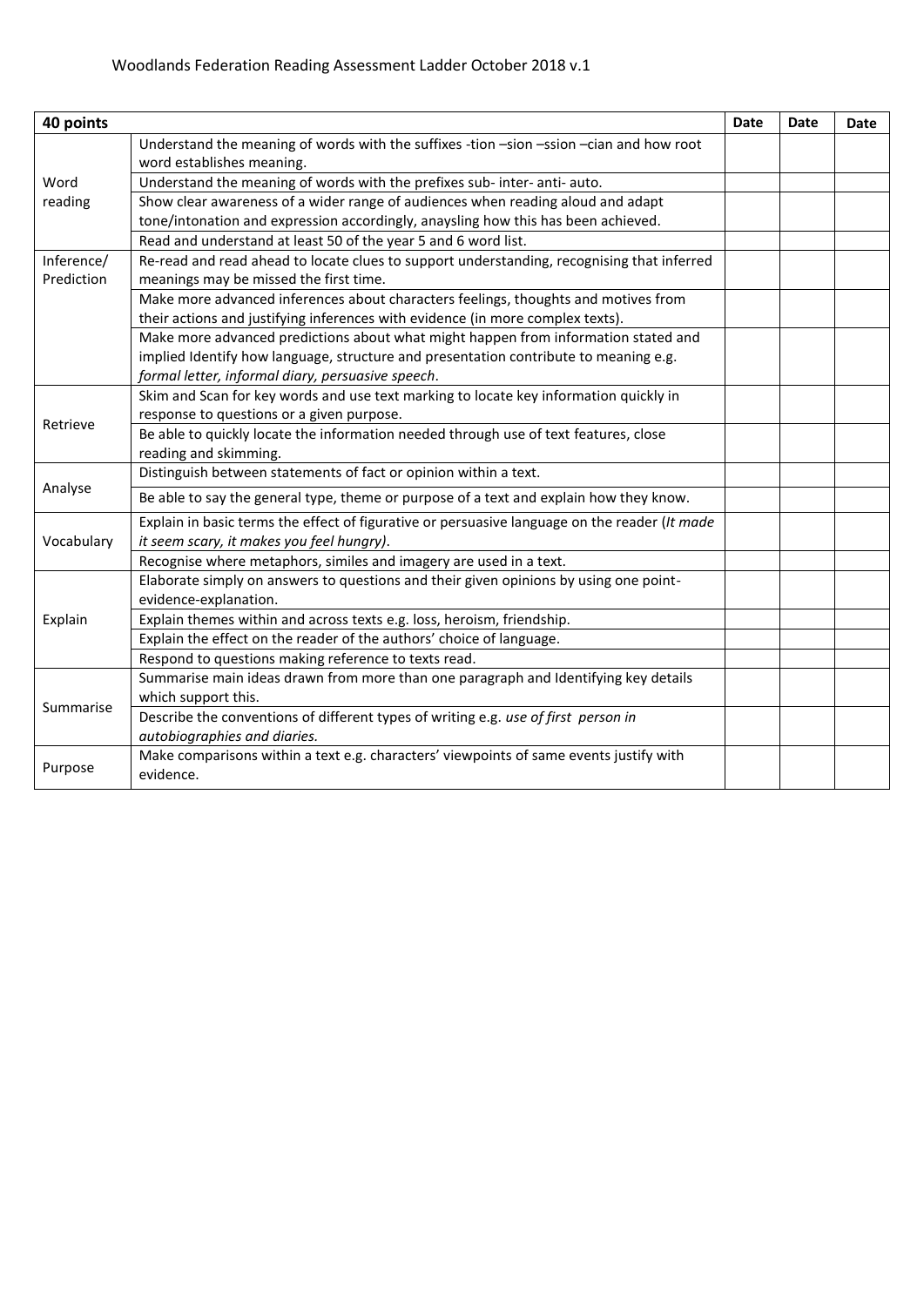Woodlands Federation Reading Assessment Ladder October 2018 v.1

| 40 points | | Date | Date | Date |
|---|---|---|---|---|
| Word reading | Understand the meaning of words with the suffixes -tion –sion –ssion –cian and how root word establishes meaning. | | | |
| | Understand the meaning of words with the prefixes sub- inter- anti- auto. | | | |
| | Show clear awareness of a wider range of audiences when reading aloud and adapt tone/intonation and expression accordingly, anaysling how this has been achieved. | | | |
| | Read and understand at least 50 of the year 5 and 6 word list. | | | |
| Inference/ Prediction | Re-read and read ahead to locate clues to support understanding, recognising that inferred meanings may be missed the first time. | | | |
| | Make more advanced inferences about characters feelings, thoughts and motives from their actions and justifying inferences with evidence (in more complex texts). | | | |
| | Make more advanced predictions about what might happen from information stated and implied Identify how language, structure and presentation contribute to meaning e.g. *formal letter, informal diary, persuasive speech*. | | | |
| Retrieve | Skim and Scan for key words and use text marking to locate key information quickly in response to questions or a given purpose. | | | |
| | Be able to quickly locate the information needed through use of text features, close reading and skimming. | | | |
| Analyse | Distinguish between statements of fact or opinion within a text. | | | |
| | Be able to say the general type, theme or purpose of a text and explain how they know. | | | |
| Vocabulary | Explain in basic terms the effect of figurative or persuasive language on the reader (*It made it seem scary, it makes you feel hungry)*. | | | |
| | Recognise where metaphors, similes and imagery are used in a text. | | | |
| Explain | Elaborate simply on answers to questions and their given opinions by using one point-evidence-explanation. | | | |
| | Explain themes within and across texts e.g. loss, heroism, friendship. | | | |
| | Explain the effect on the reader of the authors' choice of language. | | | |
| | Respond to questions making reference to texts read. | | | |
| Summarise | Summarise main ideas drawn from more than one paragraph and Identifying key details which support this. | | | |
| | Describe the conventions of different types of writing e.g. *use of first person in autobiographies and diaries.* | | | |
| Purpose | Make comparisons within a text e.g. characters' viewpoints of same events justify with evidence. | | | |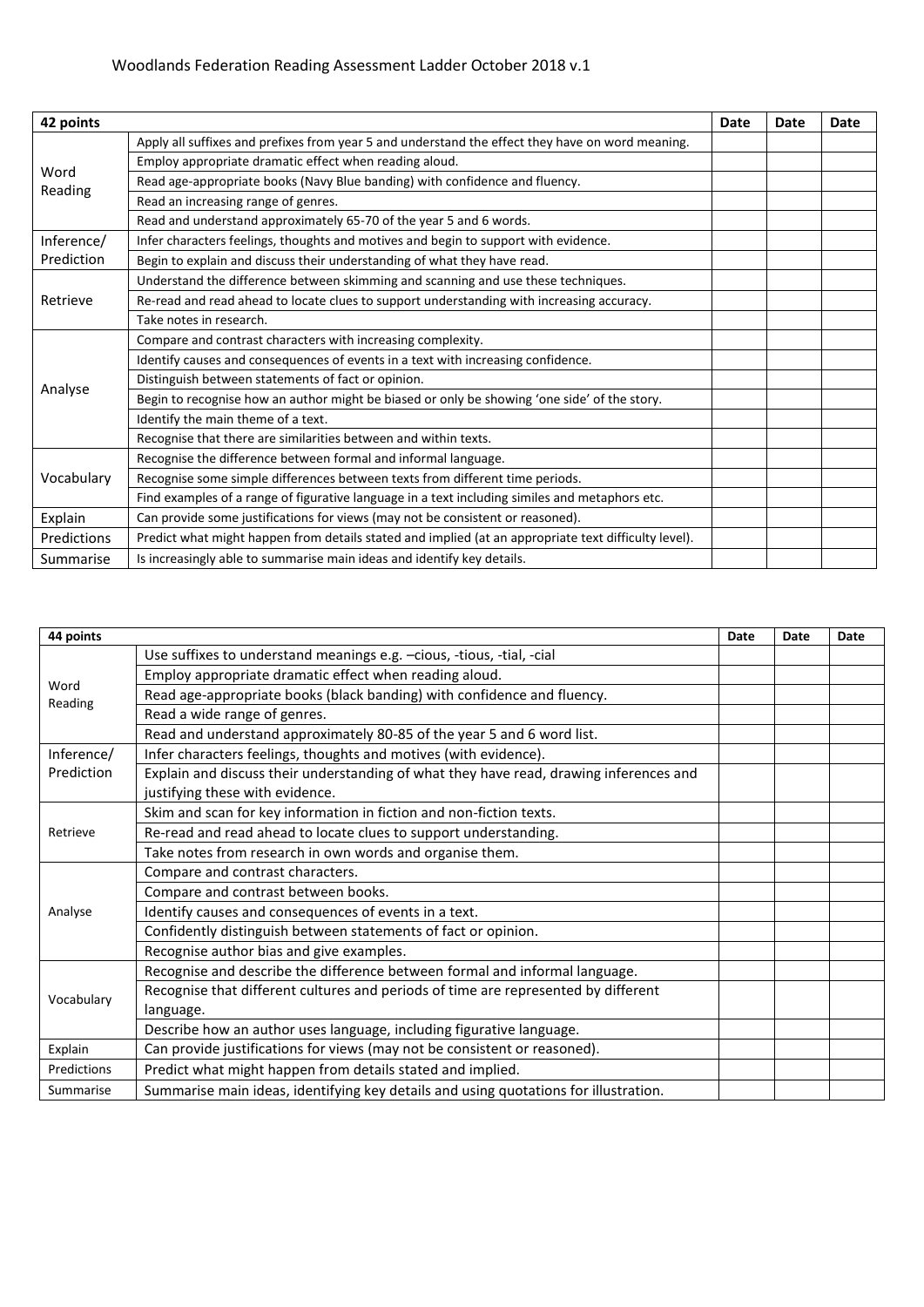Woodlands Federation Reading Assessment Ladder October 2018 v.1

| 42 points | | Date | Date | Date |
|---|---|---|---|---|
| Word Reading | Apply all suffixes and prefixes from year 5 and understand the effect they have on word meaning. | | | |
| | Employ appropriate dramatic effect when reading aloud. | | | |
| | Read age-appropriate books (Navy Blue banding) with confidence and fluency. | | | |
| | Read an increasing range of genres. | | | |
| | Read and understand approximately 65-70 of the year 5 and 6 words. | | | |
| Inference/ Prediction | Infer characters feelings, thoughts and motives and begin to support with evidence. | | | |
| | Begin to explain and discuss their understanding of what they have read. | | | |
| Retrieve | Understand the difference between skimming and scanning and use these techniques. | | | |
| | Re-read and read ahead to locate clues to support understanding with increasing accuracy. | | | |
| | Take notes in research. | | | |
| Analyse | Compare and contrast characters with increasing complexity. | | | |
| | Identify causes and consequences of events in a text with increasing confidence. | | | |
| | Distinguish between statements of fact or opinion. | | | |
| | Begin to recognise how an author might be biased or only be showing 'one side' of the story. | | | |
| | Identify the main theme of a text. | | | |
| | Recognise that there are similarities between and within texts. | | | |
| Vocabulary | Recognise the difference between formal and informal language. | | | |
| | Recognise some simple differences between texts from different time periods. | | | |
| | Find examples of a range of figurative language in a text including similes and metaphors etc. | | | |
| Explain | Can provide some justifications for views (may not be consistent or reasoned). | | | |
| Predictions | Predict what might happen from details stated and implied (at an appropriate text difficulty level). | | | |
| Summarise | Is increasingly able to summarise main ideas and identify key details. | | | |

| 44 points | | Date | Date | Date |
|---|---|---|---|---|
| Word Reading | Use suffixes to understand meanings e.g. –cious, -tious, -tial, -cial | | | |
| | Employ appropriate dramatic effect when reading aloud. | | | |
| | Read age-appropriate books (black banding) with confidence and fluency. | | | |
| | Read a wide range of genres. | | | |
| | Read and understand approximately 80-85 of the year 5 and 6 word list. | | | |
| Inference/ Prediction | Infer characters feelings, thoughts and motives (with evidence). | | | |
| | Explain and discuss their understanding of what they have read, drawing inferences and justifying these with evidence. | | | |
| Retrieve | Skim and scan for key information in fiction and non-fiction texts. | | | |
| | Re-read and read ahead to locate clues to support understanding. | | | |
| | Take notes from research in own words and organise them. | | | |
| Analyse | Compare and contrast characters. | | | |
| | Compare and contrast between books. | | | |
| | Identify causes and consequences of events in a text. | | | |
| | Confidently distinguish between statements of fact or opinion. | | | |
| | Recognise author bias and give examples. | | | |
| Vocabulary | Recognise and describe the difference between formal and informal language. | | | |
| | Recognise that different cultures and periods of time are represented by different language. | | | |
| | Describe how an author uses language, including figurative language. | | | |
| Explain | Can provide justifications for views (may not be consistent or reasoned). | | | |
| Predictions | Predict what might happen from details stated and implied. | | | |
| Summarise | Summarise main ideas, identifying key details and using quotations for illustration. | | | |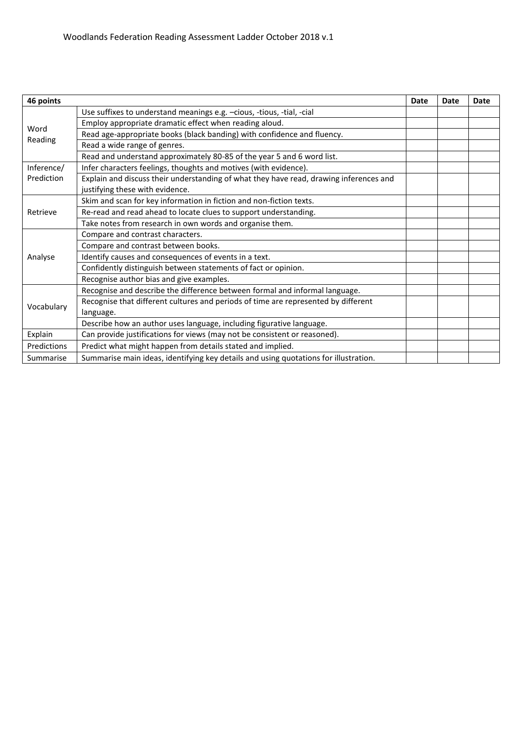Woodlands Federation Reading Assessment Ladder October 2018 v.1

| **46 points** | | **Date** | **Date** | **Date** |
|---|---|---|---|---|
| Word Reading | Use suffixes to understand meanings e.g. –cious, -tious, -tial, -cial | | | |
| | Employ appropriate dramatic effect when reading aloud. | | | |
| | Read age-appropriate books (black banding) with confidence and fluency. | | | |
| | Read a wide range of genres. | | | |
| | Read and understand approximately 80-85 of the year 5 and 6 word list. | | | |
| Inference/ Prediction | Infer characters feelings, thoughts and motives (with evidence). | | | |
| | Explain and discuss their understanding of what they have read, drawing inferences and justifying these with evidence. | | | |
| Retrieve | Skim and scan for key information in fiction and non-fiction texts. | | | |
| | Re-read and read ahead to locate clues to support understanding. | | | |
| | Take notes from research in own words and organise them. | | | |
| Analyse | Compare and contrast characters. | | | |
| | Compare and contrast between books. | | | |
| | Identify causes and consequences of events in a text. | | | |
| | Confidently distinguish between statements of fact or opinion. | | | |
| | Recognise author bias and give examples. | | | |
| Vocabulary | Recognise and describe the difference between formal and informal language. | | | |
| | Recognise that different cultures and periods of time are represented by different language. | | | |
| | Describe how an author uses language, including figurative language. | | | |
| Explain | Can provide justifications for views (may not be consistent or reasoned). | | | |
| Predictions | Predict what might happen from details stated and implied. | | | |
| Summarise | Summarise main ideas, identifying key details and using quotations for illustration. | | | |